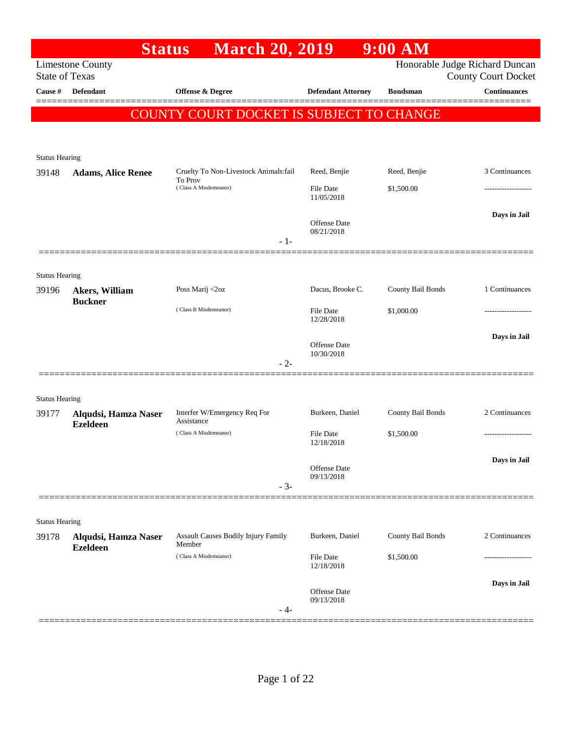# Status March 20, 2019 9:00 AM

Limestone County
State of Texas

Honorable Judge Richard Duncan
County Court Docket

**COUNTY COURT DOCKET IS SUBJECT TO CHANGE**

| Cause # | Defendant | Offense & Degree | Defendant Attorney | Bondsman | Continuances |
|---|---|---|---|---|---|
| Status Hearing | | | | | |
| 39148 | **Adams, Alice Renee** | Cruelty To Non-Livestock Animals:fail To Prov (Class A Misdemeanor) | Reed, Benjie<br>File Date 11/05/2018<br>Offense Date 08/21/2018 | Reed, Benjie<br>$1,500.00 | 3 Continuances<br>-------------------<br>**Days in Jail** |
| | | | - 1- | | |
| Status Hearing | | | | | |
| 39196 | **Akers, William Buckner** | Poss Marij <2oz (Class B Misdemeanor) | Dacus, Brooke C.<br>File Date 12/28/2018<br>Offense Date 10/30/2018 | County Bail Bonds<br>$1,000.00 | 1 Continuances<br>-------------------<br>**Days in Jail** |
| | | | - 2- | | |
| Status Hearing | | | | | |
| 39177 | **Alqudsi, Hamza Naser Ezeldeen** | Interfer W/Emergency Req For Assistance (Class A Misdemeanor) | Burkeen, Daniel<br>File Date 12/18/2018<br>Offense Date 09/13/2018 | County Bail Bonds<br>$1,500.00 | 2 Continuances<br>-------------------<br>**Days in Jail** |
| | | | - 3- | | |
| Status Hearing | | | | | |
| 39178 | **Alqudsi, Hamza Naser Ezeldeen** | Assault Causes Bodily Injury Family Member (Class A Misdemeanor) | Burkeen, Daniel<br>File Date 12/18/2018<br>Offense Date 09/13/2018 | County Bail Bonds<br>$1,500.00 | 2 Continuances<br>-------------------<br>**Days in Jail** |
| | | | - 4- | | |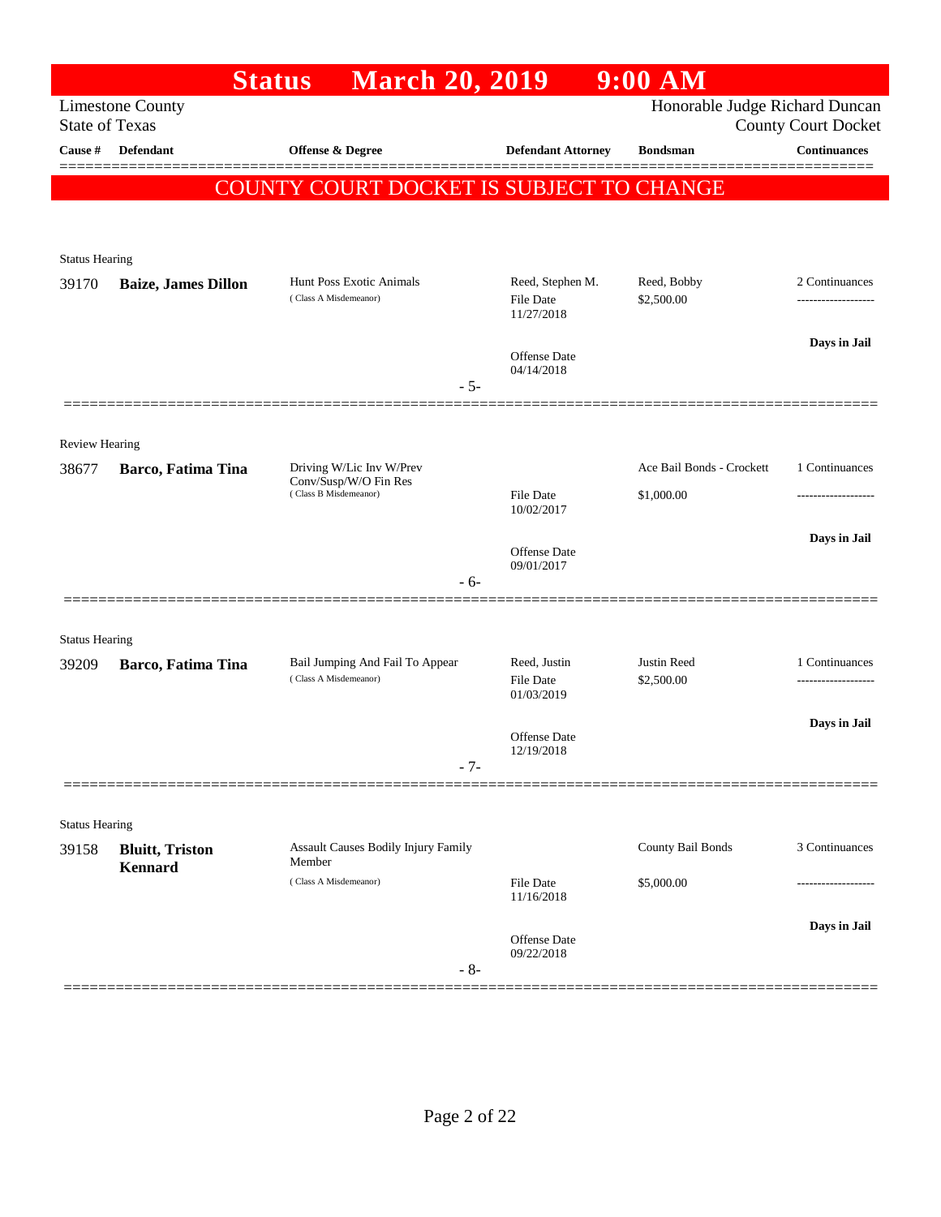# Status March 20, 2019 9:00 AM

Limestone County
State of Texas

Honorable Judge Richard Duncan
County Court Docket

| Cause # | Defendant | Offense & Degree | Defendant Attorney | Bondsman | Continuances |
|---|---|---|---|---|---|

**COUNTY COURT DOCKET IS SUBJECT TO CHANGE**

Status Hearing

| Cause # | Defendant | Offense & Degree | Defendant Attorney | Bondsman | Continuances |
|---|---|---|---|---|---|
| 39170 | **Baize, James Dillon** | Hunt Poss Exotic Animals (Class A Misdemeanor) | Reed, Stephen M. File Date 11/27/2018 Offense Date 04/14/2018 | Reed, Bobby $2,500.00 | 2 Continuances ------------------- **Days in Jail** |

- 5-

Review Hearing

| Cause # | Defendant | Offense & Degree | Defendant Attorney | Bondsman | Continuances |
|---|---|---|---|---|---|
| 38677 | **Barco, Fatima Tina** | Driving W/Lic Inv W/Prev Conv/Susp/W/O Fin Res (Class B Misdemeanor) | File Date 10/02/2017 Offense Date 09/01/2017 | Ace Bail Bonds - Crockett $1,000.00 | 1 Continuances ------------------- **Days in Jail** |

- 6-

Status Hearing

| Cause # | Defendant | Offense & Degree | Defendant Attorney | Bondsman | Continuances |
|---|---|---|---|---|---|
| 39209 | **Barco, Fatima Tina** | Bail Jumping And Fail To Appear (Class A Misdemeanor) | Reed, Justin File Date 01/03/2019 Offense Date 12/19/2018 | Justin Reed $2,500.00 | 1 Continuances ------------------- **Days in Jail** |

- 7-

Status Hearing

| Cause # | Defendant | Offense & Degree | Defendant Attorney | Bondsman | Continuances |
|---|---|---|---|---|---|
| 39158 | **Bluitt, Triston Kennard** | Assault Causes Bodily Injury Family Member (Class A Misdemeanor) | File Date 11/16/2018 Offense Date 09/22/2018 | County Bail Bonds $5,000.00 | 3 Continuances ------------------- **Days in Jail** |

- 8-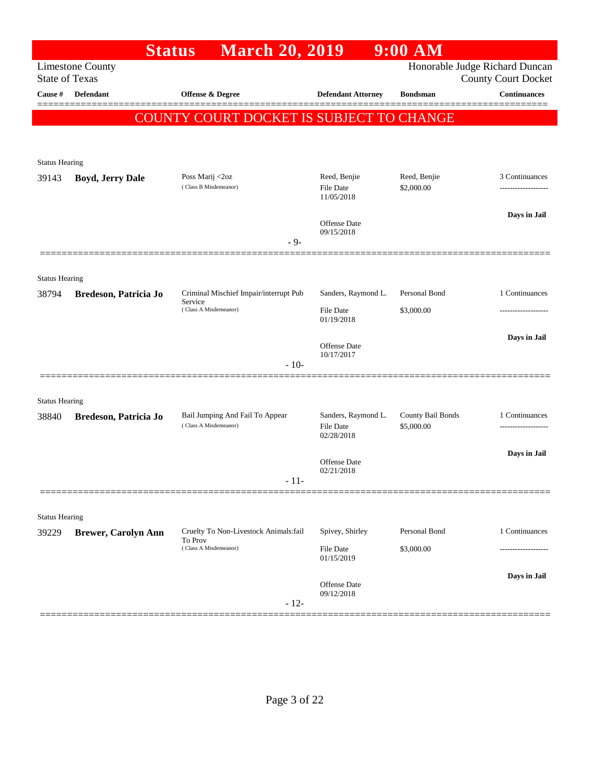# Status March 20, 2019 9:00 AM

Limestone County
State of Texas

Honorable Judge Richard Duncan
County Court Docket

| Cause # | Defendant | Offense & Degree | Defendant Attorney | Bondsman | Continuances |
|---|---|---|---|---|---|

**COUNTY COURT DOCKET IS SUBJECT TO CHANGE**

Status Hearing

| Cause # | Defendant | Offense & Degree | Defendant Attorney | Bondsman | Continuances |
|---|---|---|---|---|---|
| 39143 | **Boyd, Jerry Dale** | Poss Marij <2oz (Class B Misdemeanor) | Reed, Benjie<br>File Date 11/05/2018<br>Offense Date 09/15/2018 | Reed, Benjie<br>$2,000.00 | 3 Continuances<br>-------------------<br>**Days in Jail** |

- 9-

Status Hearing

| Cause # | Defendant | Offense & Degree | Defendant Attorney | Bondsman | Continuances |
|---|---|---|---|---|---|
| 38794 | **Bredeson, Patricia Jo** | Criminal Mischief Impair/interrupt Pub Service (Class A Misdemeanor) | Sanders, Raymond L.<br>File Date 01/19/2018<br>Offense Date 10/17/2017 | Personal Bond<br>$3,000.00 | 1 Continuances<br>-------------------<br>**Days in Jail** |

- 10-

Status Hearing

| Cause # | Defendant | Offense & Degree | Defendant Attorney | Bondsman | Continuances |
|---|---|---|---|---|---|
| 38840 | **Bredeson, Patricia Jo** | Bail Jumping And Fail To Appear (Class A Misdemeanor) | Sanders, Raymond L.<br>File Date 02/28/2018<br>Offense Date 02/21/2018 | County Bail Bonds<br>$5,000.00 | 1 Continuances<br>-------------------<br>**Days in Jail** |

- 11-

Status Hearing

| Cause # | Defendant | Offense & Degree | Defendant Attorney | Bondsman | Continuances |
|---|---|---|---|---|---|
| 39229 | **Brewer, Carolyn Ann** | Cruelty To Non-Livestock Animals:fail To Prov (Class A Misdemeanor) | Spivey, Shirley<br>File Date 01/15/2019<br>Offense Date 09/12/2018 | Personal Bond<br>$3,000.00 | 1 Continuances<br>-------------------<br>**Days in Jail** |

- 12-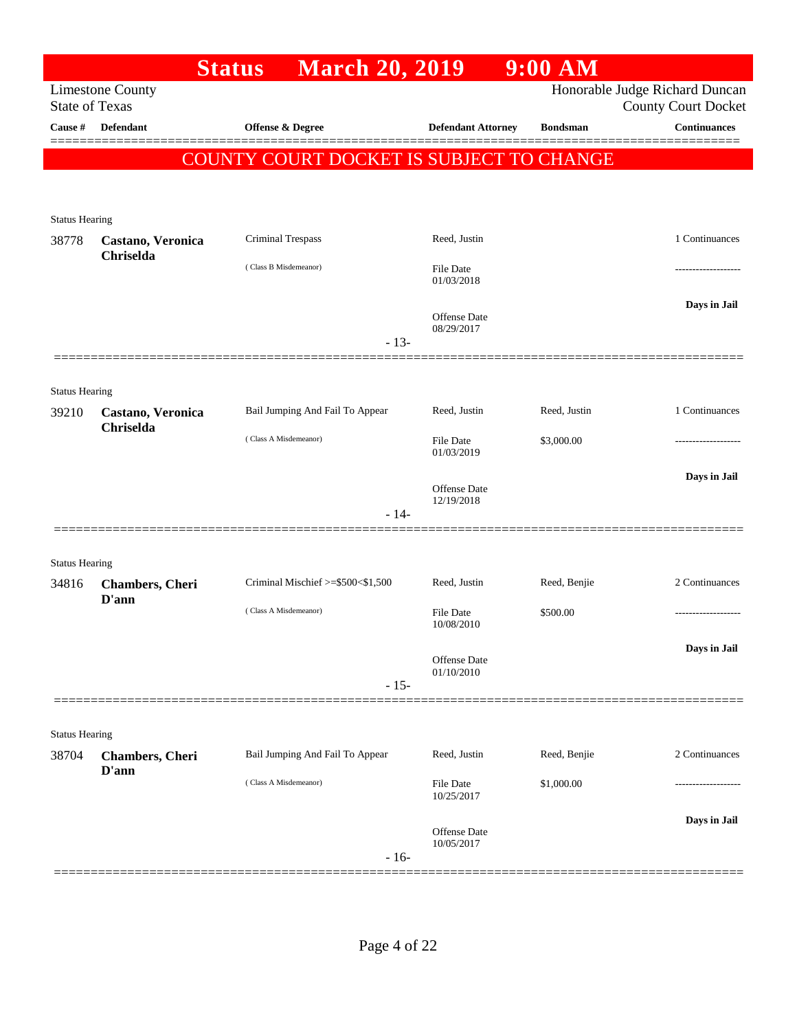# Status March 20, 2019 9:00 AM

Limestone County
State of Texas

Honorable Judge Richard Duncan
County Court Docket

| Cause # | Defendant | Offense & Degree | Defendant Attorney | Bondsman | Continuances |
|---|---|---|---|---|---|

**COUNTY COURT DOCKET IS SUBJECT TO CHANGE**

Status Hearing

| Cause # | Defendant | Offense & Degree | Defendant Attorney | Bondsman | Continuances |
|---|---|---|---|---|---|
| 38778 | **Castano, Veronica Chriselda** | Criminal Trespass<br>( Class B Misdemeanor) | Reed, Justin<br>File Date 01/03/2018<br>Offense Date 08/29/2017 | | 1 Continuances<br>-------------------<br>**Days in Jail** |

- 13-

Status Hearing

| Cause # | Defendant | Offense & Degree | Defendant Attorney | Bondsman | Continuances |
|---|---|---|---|---|---|
| 39210 | **Castano, Veronica Chriselda** | Bail Jumping And Fail To Appear<br>( Class A Misdemeanor) | Reed, Justin<br>File Date 01/03/2019<br>Offense Date 12/19/2018 | Reed, Justin<br>$3,000.00 | 1 Continuances<br>-------------------<br>**Days in Jail** |

- 14-

Status Hearing

| Cause # | Defendant | Offense & Degree | Defendant Attorney | Bondsman | Continuances |
|---|---|---|---|---|---|
| 34816 | **Chambers, Cheri D'ann** | Criminal Mischief >=$500<$1,500<br>( Class A Misdemeanor) | Reed, Justin<br>File Date 10/08/2010<br>Offense Date 01/10/2010 | Reed, Benjie<br>$500.00 | 2 Continuances<br>-------------------<br>**Days in Jail** |

- 15-

Status Hearing

| Cause # | Defendant | Offense & Degree | Defendant Attorney | Bondsman | Continuances |
|---|---|---|---|---|---|
| 38704 | **Chambers, Cheri D'ann** | Bail Jumping And Fail To Appear<br>( Class A Misdemeanor) | Reed, Justin<br>File Date 10/25/2017<br>Offense Date 10/05/2017 | Reed, Benjie<br>$1,000.00 | 2 Continuances<br>-------------------<br>**Days in Jail** |

- 16-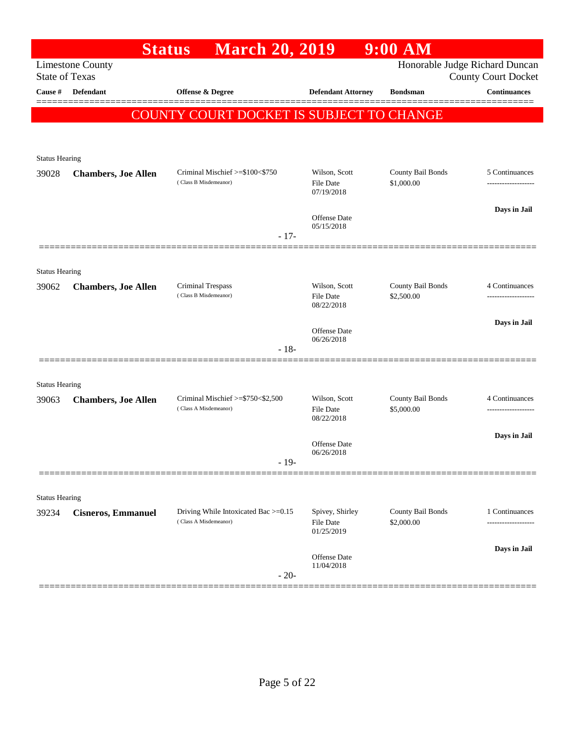# Status March 20, 2019 9:00 AM

Limestone County
State of Texas

Honorable Judge Richard Duncan
County Court Docket

| Cause # | Defendant | Offense & Degree | Defendant Attorney | Bondsman | Continuances |
|---|---|---|---|---|---|

**COUNTY COURT DOCKET IS SUBJECT TO CHANGE**

---

Status Hearing

| Cause # | Defendant | Offense & Degree | Defendant Attorney | Bondsman | Continuances |
|---|---|---|---|---|---|
| 39028 | **Chambers, Joe Allen** | Criminal Mischief >=$100<$750 (Class B Misdemeanor) | Wilson, Scott<br>File Date 07/19/2018<br>Offense Date 05/15/2018 | County Bail Bonds<br>$1,000.00 | 5 Continuances<br>**Days in Jail** |

- 17-

---

Status Hearing

| Cause # | Defendant | Offense & Degree | Defendant Attorney | Bondsman | Continuances |
|---|---|---|---|---|---|
| 39062 | **Chambers, Joe Allen** | Criminal Trespass (Class B Misdemeanor) | Wilson, Scott<br>File Date 08/22/2018<br>Offense Date 06/26/2018 | County Bail Bonds<br>$2,500.00 | 4 Continuances<br>**Days in Jail** |

- 18-

---

Status Hearing

| Cause # | Defendant | Offense & Degree | Defendant Attorney | Bondsman | Continuances |
|---|---|---|---|---|---|
| 39063 | **Chambers, Joe Allen** | Criminal Mischief >=$750<$2,500 (Class A Misdemeanor) | Wilson, Scott<br>File Date 08/22/2018<br>Offense Date 06/26/2018 | County Bail Bonds<br>$5,000.00 | 4 Continuances<br>**Days in Jail** |

- 19-

---

Status Hearing

| Cause # | Defendant | Offense & Degree | Defendant Attorney | Bondsman | Continuances |
|---|---|---|---|---|---|
| 39234 | **Cisneros, Emmanuel** | Driving While Intoxicated Bac >=0.15 (Class A Misdemeanor) | Spivey, Shirley<br>File Date 01/25/2019<br>Offense Date 11/04/2018 | County Bail Bonds<br>$2,000.00 | 1 Continuances<br>**Days in Jail** |

- 20-

---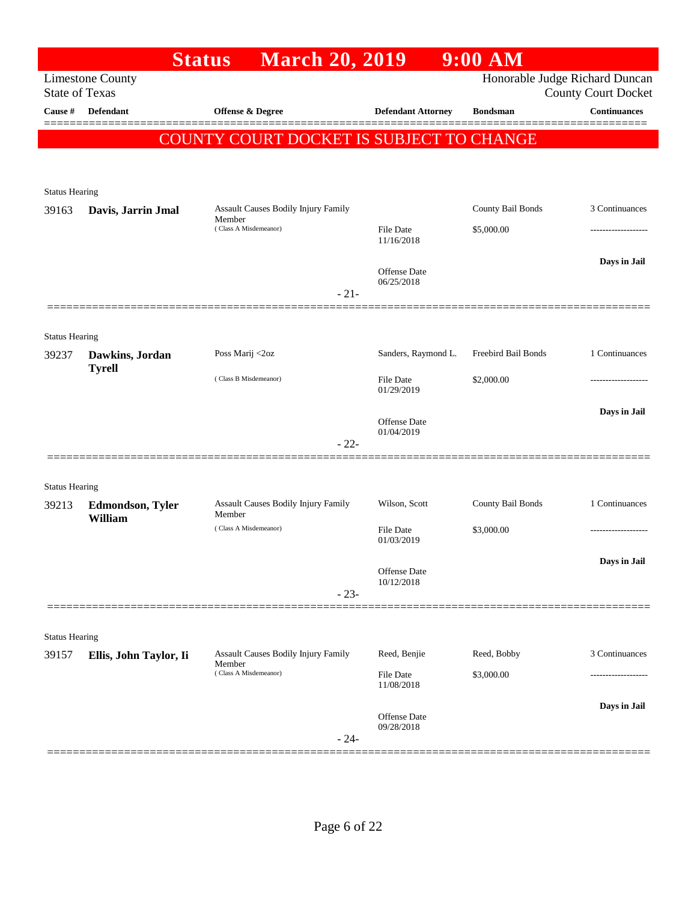# Status March 20, 2019 9:00 AM

Limestone County
State of Texas

Honorable Judge Richard Duncan
County Court Docket

**COUNTY COURT DOCKET IS SUBJECT TO CHANGE**

| Cause # | Defendant | Offense & Degree | Defendant Attorney | Bondsman | Continuances |
|---|---|---|---|---|---|
| Status Hearing | | | | | |
| 39163 | **Davis, Jarrin Jmal** | Assault Causes Bodily Injury Family Member (Class A Misdemeanor) | File Date 11/16/2018<br>Offense Date 06/25/2018 | County Bail Bonds<br>$5,000.00 | 3 Continuances<br>-------------------<br>**Days in Jail** |
| | | | - 21- | | |
| Status Hearing | | | | | |
| 39237 | **Dawkins, Jordan Tyrell** | Poss Marij <2oz (Class B Misdemeanor) | Sanders, Raymond L.<br>File Date 01/29/2019<br>Offense Date 01/04/2019 | Freebird Bail Bonds<br>$2,000.00 | 1 Continuances<br>-------------------<br>**Days in Jail** |
| | | | - 22- | | |
| Status Hearing | | | | | |
| 39213 | **Edmondson, Tyler William** | Assault Causes Bodily Injury Family Member (Class A Misdemeanor) | Wilson, Scott<br>File Date 01/03/2019<br>Offense Date 10/12/2018 | County Bail Bonds<br>$3,000.00 | 1 Continuances<br>-------------------<br>**Days in Jail** |
| | | | - 23- | | |
| Status Hearing | | | | | |
| 39157 | **Ellis, John Taylor, Ii** | Assault Causes Bodily Injury Family Member (Class A Misdemeanor) | Reed, Benjie<br>File Date 11/08/2018<br>Offense Date 09/28/2018 | Reed, Bobby<br>$3,000.00 | 3 Continuances<br>-------------------<br>**Days in Jail** |
| | | | - 24- | | |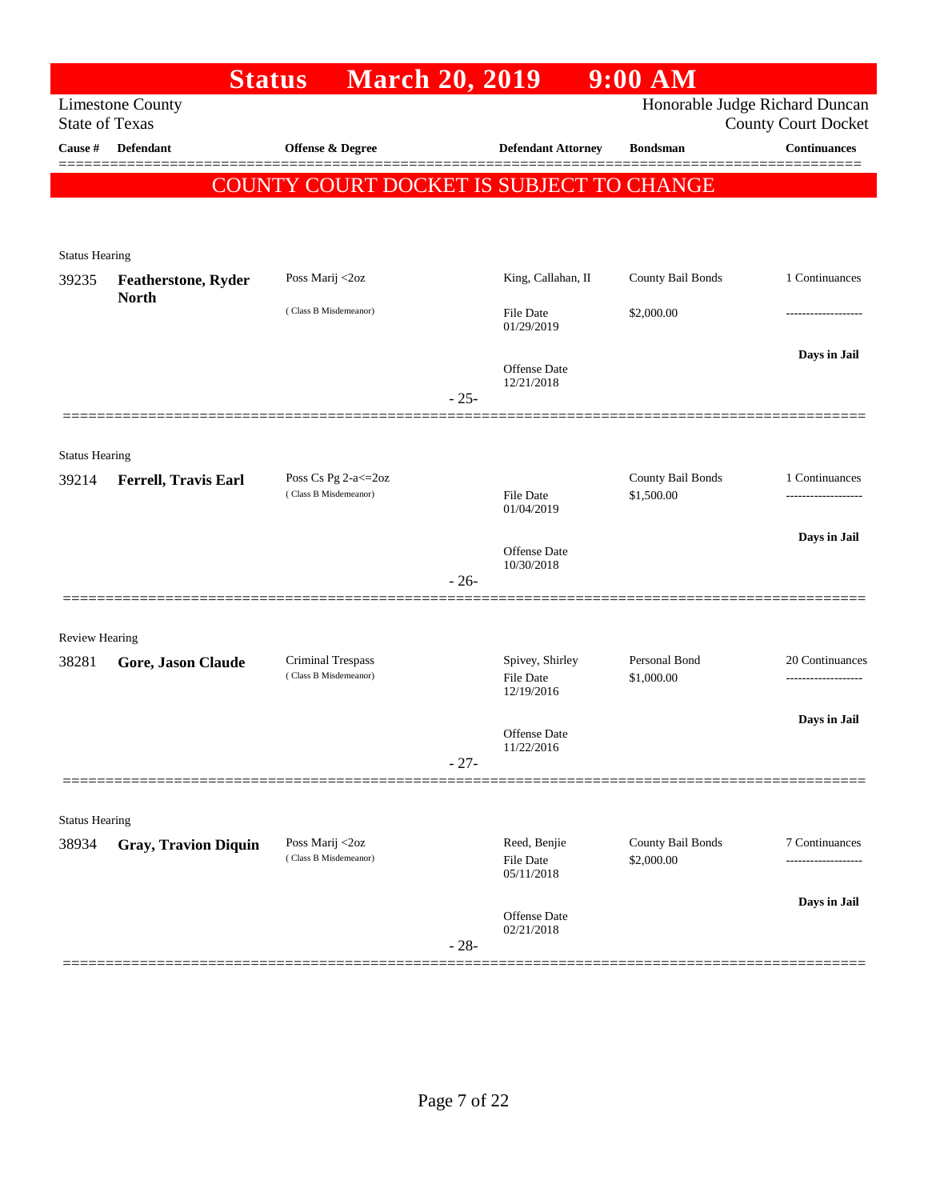# Status March 20, 2019 9:00 AM

Limestone County
State of Texas

Honorable Judge Richard Duncan
County Court Docket

| Cause # | Defendant | Offense & Degree | Defendant Attorney | Bondsman | Continuances |
|---|---|---|---|---|---|

COUNTY COURT DOCKET IS SUBJECT TO CHANGE

---

Status Hearing

| Cause # | Defendant | Offense & Degree | Defendant Attorney | Bondsman | Continuances |
|---|---|---|---|---|---|
| 39235 | **Featherstone, Ryder North** | Poss Marij <2oz (Class B Misdemeanor) | King, Callahan, II | County Bail Bonds | 1 Continuances |
| | | | File Date 01/29/2019 | $2,000.00 | ------------------- |
| | | | Offense Date 12/21/2018 | | **Days in Jail** |

- 25-

---

Status Hearing

| Cause # | Defendant | Offense & Degree | Defendant Attorney | Bondsman | Continuances |
|---|---|---|---|---|---|
| 39214 | **Ferrell, Travis Earl** | Poss Cs Pg 2-a<=2oz (Class B Misdemeanor) | | County Bail Bonds | 1 Continuances |
| | | | File Date 01/04/2019 | $1,500.00 | ------------------- |
| | | | Offense Date 10/30/2018 | | **Days in Jail** |

- 26-

---

Review Hearing

| Cause # | Defendant | Offense & Degree | Defendant Attorney | Bondsman | Continuances |
|---|---|---|---|---|---|
| 38281 | **Gore, Jason Claude** | Criminal Trespass (Class B Misdemeanor) | Spivey, Shirley | Personal Bond | 20 Continuances |
| | | | File Date 12/19/2016 | $1,000.00 | ------------------- |
| | | | Offense Date 11/22/2016 | | **Days in Jail** |

- 27-

---

Status Hearing

| Cause # | Defendant | Offense & Degree | Defendant Attorney | Bondsman | Continuances |
|---|---|---|---|---|---|
| 38934 | **Gray, Travion Diquin** | Poss Marij <2oz (Class B Misdemeanor) | Reed, Benjie | County Bail Bonds | 7 Continuances |
| | | | File Date 05/11/2018 | $2,000.00 | ------------------- |
| | | | Offense Date 02/21/2018 | | **Days in Jail** |

- 28-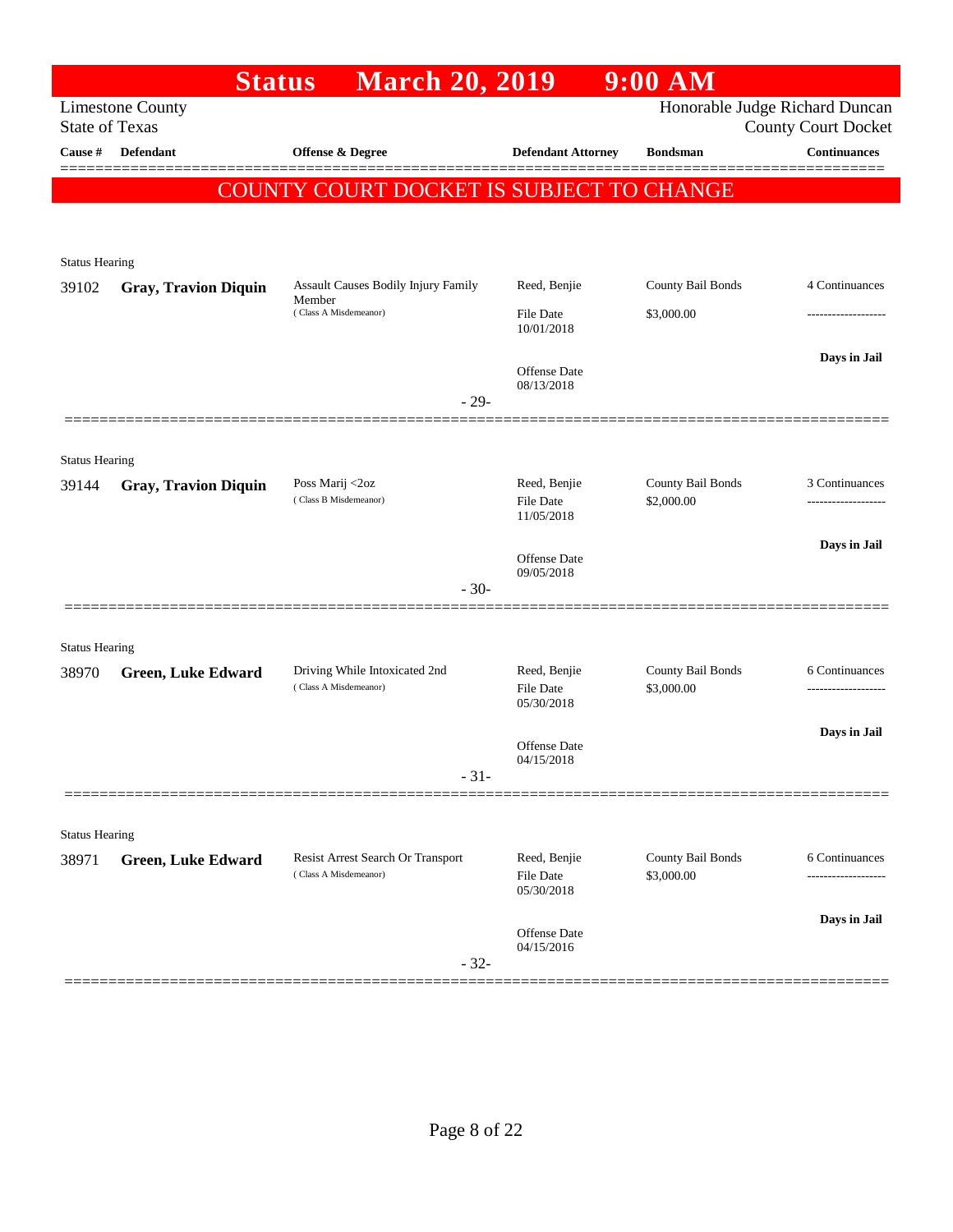# Status March 20, 2019 9:00 AM

Limestone County
State of Texas

Honorable Judge Richard Duncan
County Court Docket

| Cause # | Defendant | Offense & Degree | Defendant Attorney | Bondsman | Continuances |
|---|---|---|---|---|---|

**COUNTY COURT DOCKET IS SUBJECT TO CHANGE**

Status Hearing

| 39102 | **Gray, Travion Diquin** | Assault Causes Bodily Injury Family Member (Class A Misdemeanor) | Reed, Benjie | County Bail Bonds | 4 Continuances |
|---|---|---|---|---|---|
| | | | File Date 10/01/2018 | $3,000.00 | ------------------- |
| | | | Offense Date 08/13/2018 | | **Days in Jail** |

- 29-

Status Hearing

| 39144 | **Gray, Travion Diquin** | Poss Marij <2oz (Class B Misdemeanor) | Reed, Benjie | County Bail Bonds | 3 Continuances |
|---|---|---|---|---|---|
| | | | File Date 11/05/2018 | $2,000.00 | ------------------- |
| | | | Offense Date 09/05/2018 | | **Days in Jail** |

- 30-

Status Hearing

| 38970 | **Green, Luke Edward** | Driving While Intoxicated 2nd (Class A Misdemeanor) | Reed, Benjie | County Bail Bonds | 6 Continuances |
|---|---|---|---|---|---|
| | | | File Date 05/30/2018 | $3,000.00 | ------------------- |
| | | | Offense Date 04/15/2018 | | **Days in Jail** |

- 31-

Status Hearing

| 38971 | **Green, Luke Edward** | Resist Arrest Search Or Transport (Class A Misdemeanor) | Reed, Benjie | County Bail Bonds | 6 Continuances |
|---|---|---|---|---|---|
| | | | File Date 05/30/2018 | $3,000.00 | ------------------- |
| | | | Offense Date 04/15/2016 | | **Days in Jail** |

- 32-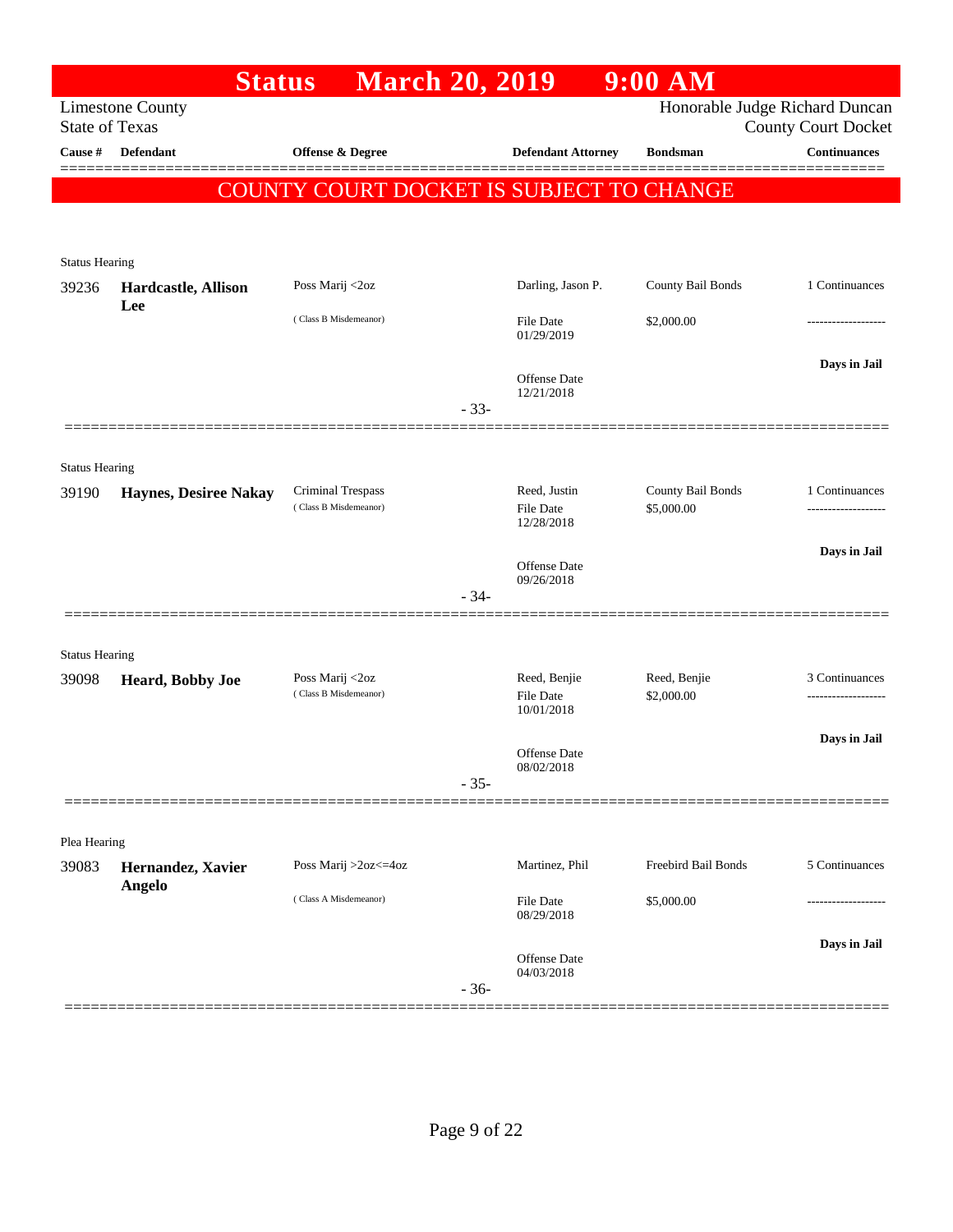# Status March 20, 2019 9:00 AM

Limestone County
State of Texas

Honorable Judge Richard Duncan
County Court Docket

| Cause # | Defendant | Offense & Degree | Defendant Attorney | Bondsman | Continuances |
|---|---|---|---|---|---|

**COUNTY COURT DOCKET IS SUBJECT TO CHANGE**

---

Status Hearing

| Cause # | Defendant | Offense & Degree | Defendant Attorney | Bondsman | Continuances |
|---|---|---|---|---|---|
| 39236 | **Hardcastle, Allison Lee** | Poss Marij <2oz (Class B Misdemeanor) | Darling, Jason P. | County Bail Bonds | 1 Continuances |
| | | | File Date 01/29/2019 | $2,000.00 | ------------------- |
| | | | Offense Date 12/21/2018 | | Days in Jail |

- 33-

---

Status Hearing

| Cause # | Defendant | Offense & Degree | Defendant Attorney | Bondsman | Continuances |
|---|---|---|---|---|---|
| 39190 | **Haynes, Desiree Nakay** | Criminal Trespass (Class B Misdemeanor) | Reed, Justin | County Bail Bonds | 1 Continuances |
| | | | File Date 12/28/2018 | $5,000.00 | ------------------- |
| | | | Offense Date 09/26/2018 | | Days in Jail |

- 34-

---

Status Hearing

| Cause # | Defendant | Offense & Degree | Defendant Attorney | Bondsman | Continuances |
|---|---|---|---|---|---|
| 39098 | **Heard, Bobby Joe** | Poss Marij <2oz (Class B Misdemeanor) | Reed, Benjie | Reed, Benjie | 3 Continuances |
| | | | File Date 10/01/2018 | $2,000.00 | ------------------- |
| | | | Offense Date 08/02/2018 | | Days in Jail |

- 35-

---

Plea Hearing

| Cause # | Defendant | Offense & Degree | Defendant Attorney | Bondsman | Continuances |
|---|---|---|---|---|---|
| 39083 | **Hernandez, Xavier Angelo** | Poss Marij >2oz<=4oz (Class A Misdemeanor) | Martinez, Phil | Freebird Bail Bonds | 5 Continuances |
| | | | File Date 08/29/2018 | $5,000.00 | ------------------- |
| | | | Offense Date 04/03/2018 | | Days in Jail |

- 36-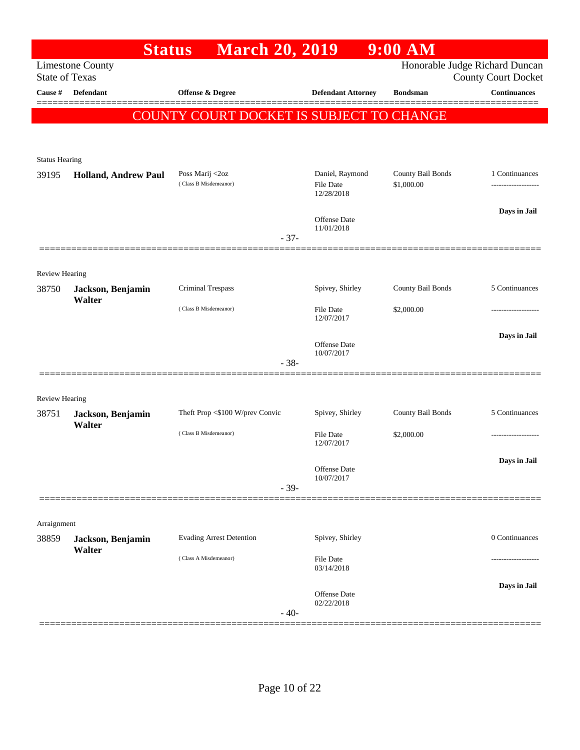# Status March 20, 2019 9:00 AM

Limestone County
State of Texas

Honorable Judge Richard Duncan
County Court Docket

| Cause # | Defendant | Offense & Degree | Defendant Attorney | Bondsman | Continuances |
|---|---|---|---|---|---|

**COUNTY COURT DOCKET IS SUBJECT TO CHANGE**

Status Hearing

| Cause # | Defendant | Offense & Degree | Defendant Attorney | Bondsman | Continuances |
|---|---|---|---|---|---|
| 39195 | **Holland, Andrew Paul** | Poss Marij <2oz (Class B Misdemeanor) | Daniel, Raymond<br>File Date 12/28/2018<br>Offense Date 11/01/2018 | County Bail Bonds<br>$1,000.00 | 1 Continuances<br>-------------------<br>**Days in Jail** |

- 37-

Review Hearing

| Cause # | Defendant | Offense & Degree | Defendant Attorney | Bondsman | Continuances |
|---|---|---|---|---|---|
| 38750 | **Jackson, Benjamin Walter** | Criminal Trespass (Class B Misdemeanor) | Spivey, Shirley<br>File Date 12/07/2017<br>Offense Date 10/07/2017 | County Bail Bonds<br>$2,000.00 | 5 Continuances<br>-------------------<br>**Days in Jail** |

- 38-

Review Hearing

| Cause # | Defendant | Offense & Degree | Defendant Attorney | Bondsman | Continuances |
|---|---|---|---|---|---|
| 38751 | **Jackson, Benjamin Walter** | Theft Prop <$100 W/prev Convic (Class B Misdemeanor) | Spivey, Shirley<br>File Date 12/07/2017<br>Offense Date 10/07/2017 | County Bail Bonds<br>$2,000.00 | 5 Continuances<br>-------------------<br>**Days in Jail** |

- 39-

Arraignment

| Cause # | Defendant | Offense & Degree | Defendant Attorney | Bondsman | Continuances |
|---|---|---|---|---|---|
| 38859 | **Jackson, Benjamin Walter** | Evading Arrest Detention (Class A Misdemeanor) | Spivey, Shirley<br>File Date 03/14/2018<br>Offense Date 02/22/2018 | | 0 Continuances<br>-------------------<br>**Days in Jail** |

- 40-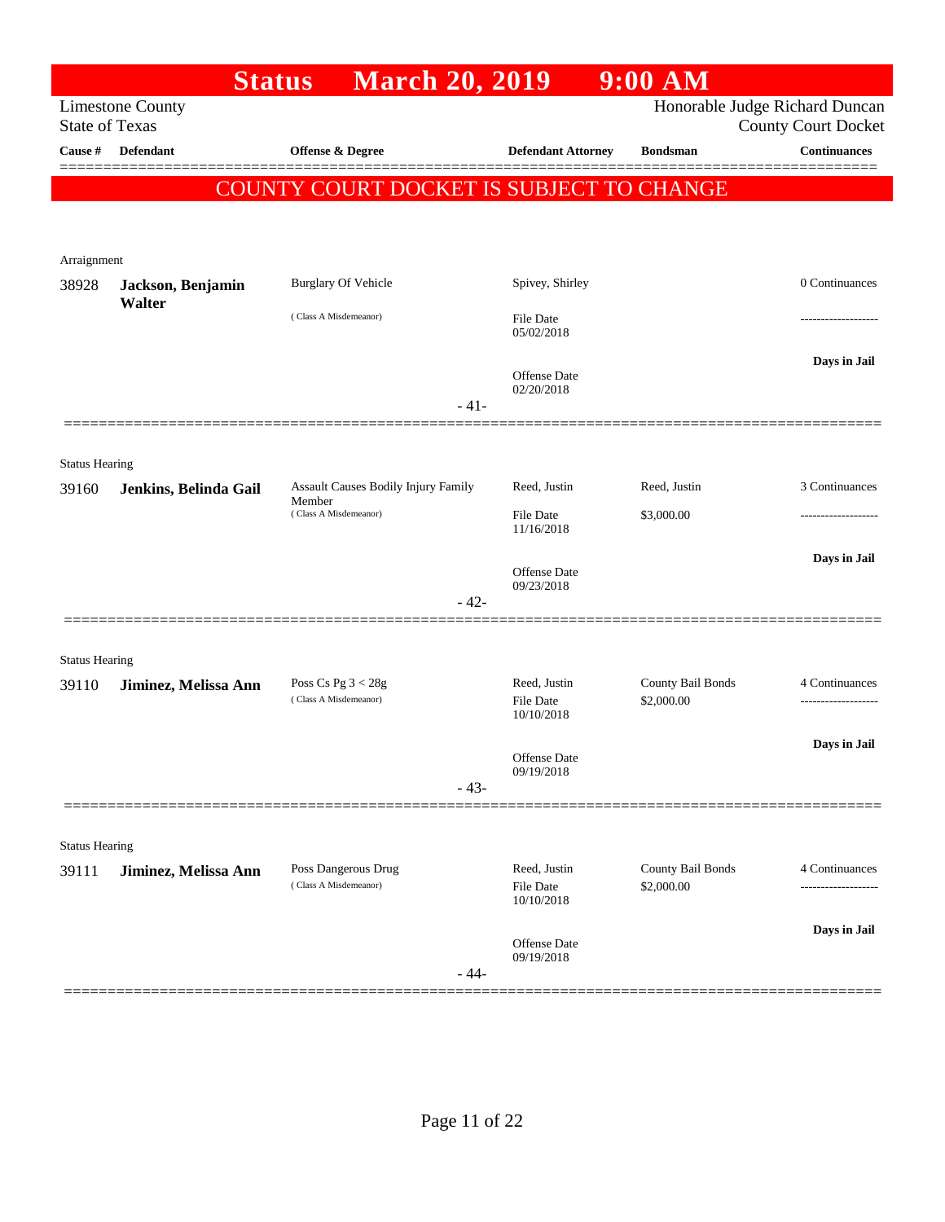# Status March 20, 2019 9:00 AM

Limestone County
State of Texas

Honorable Judge Richard Duncan
County Court Docket

**COUNTY COURT DOCKET IS SUBJECT TO CHANGE**

| Cause # | Defendant | Offense & Degree | Defendant Attorney | Bondsman | Continuances |
|---|---|---|---|---|---|
| **Arraignment** | | | | | |
| 38928 | **Jackson, Benjamin Walter** | Burglary Of Vehicle (Class A Misdemeanor) | Spivey, Shirley<br>File Date 05/02/2018<br>Offense Date 02/20/2018 | | 0 Continuances<br>-------------------<br>**Days in Jail** |
| | | - 41- | | | |
| **Status Hearing** | | | | | |
| 39160 | **Jenkins, Belinda Gail** | Assault Causes Bodily Injury Family Member (Class A Misdemeanor) | Reed, Justin<br>File Date 11/16/2018<br>Offense Date 09/23/2018 | Reed, Justin<br>$3,000.00 | 3 Continuances<br>-------------------<br>**Days in Jail** |
| | | - 42- | | | |
| **Status Hearing** | | | | | |
| 39110 | **Jiminez, Melissa Ann** | Poss Cs Pg 3 < 28g (Class A Misdemeanor) | Reed, Justin<br>File Date 10/10/2018<br>Offense Date 09/19/2018 | County Bail Bonds<br>$2,000.00 | 4 Continuances<br>-------------------<br>**Days in Jail** |
| | | - 43- | | | |
| **Status Hearing** | | | | | |
| 39111 | **Jiminez, Melissa Ann** | Poss Dangerous Drug (Class A Misdemeanor) | Reed, Justin<br>File Date 10/10/2018<br>Offense Date 09/19/2018 | County Bail Bonds<br>$2,000.00 | 4 Continuances<br>-------------------<br>**Days in Jail** |
| | | - 44- | | | |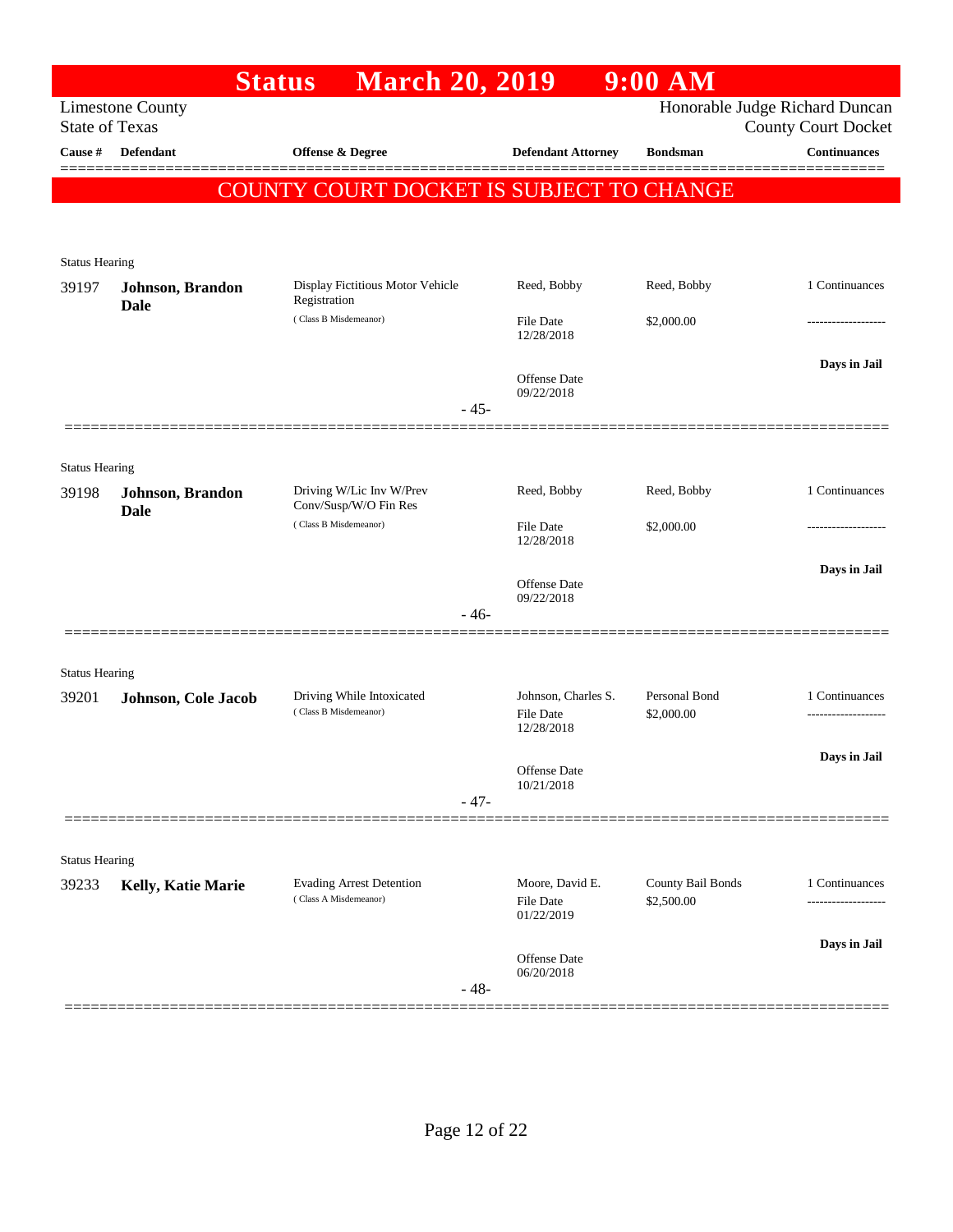# Status March 20, 2019 9:00 AM

Limestone County
State of Texas

Honorable Judge Richard Duncan
County Court Docket

| Cause # | Defendant | Offense & Degree | Defendant Attorney | Bondsman | Continuances |
|---|---|---|---|---|---|

**COUNTY COURT DOCKET IS SUBJECT TO CHANGE**

Status Hearing

| Cause # | Defendant | Offense & Degree | Defendant Attorney | Bondsman | Continuances |
|---|---|---|---|---|---|
| 39197 | **Johnson, Brandon Dale** | Display Fictitious Motor Vehicle Registration (Class B Misdemeanor) | Reed, Bobby | Reed, Bobby | 1 Continuances |
| | | | File Date 12/28/2018 | $2,000.00 | ------------------- |
| | | | Offense Date 09/22/2018 | | **Days in Jail** |

- 45-

Status Hearing

| Cause # | Defendant | Offense & Degree | Defendant Attorney | Bondsman | Continuances |
|---|---|---|---|---|---|
| 39198 | **Johnson, Brandon Dale** | Driving W/Lic Inv W/Prev Conv/Susp/W/O Fin Res (Class B Misdemeanor) | Reed, Bobby | Reed, Bobby | 1 Continuances |
| | | | File Date 12/28/2018 | $2,000.00 | ------------------- |
| | | | Offense Date 09/22/2018 | | **Days in Jail** |

- 46-

Status Hearing

| Cause # | Defendant | Offense & Degree | Defendant Attorney | Bondsman | Continuances |
|---|---|---|---|---|---|
| 39201 | **Johnson, Cole Jacob** | Driving While Intoxicated (Class B Misdemeanor) | Johnson, Charles S. | Personal Bond | 1 Continuances |
| | | | File Date 12/28/2018 | $2,000.00 | ------------------- |
| | | | Offense Date 10/21/2018 | | **Days in Jail** |

- 47-

Status Hearing

| Cause # | Defendant | Offense & Degree | Defendant Attorney | Bondsman | Continuances |
|---|---|---|---|---|---|
| 39233 | **Kelly, Katie Marie** | Evading Arrest Detention (Class A Misdemeanor) | Moore, David E. | County Bail Bonds | 1 Continuances |
| | | | File Date 01/22/2019 | $2,500.00 | ------------------- |
| | | | Offense Date 06/20/2018 | | **Days in Jail** |

- 48-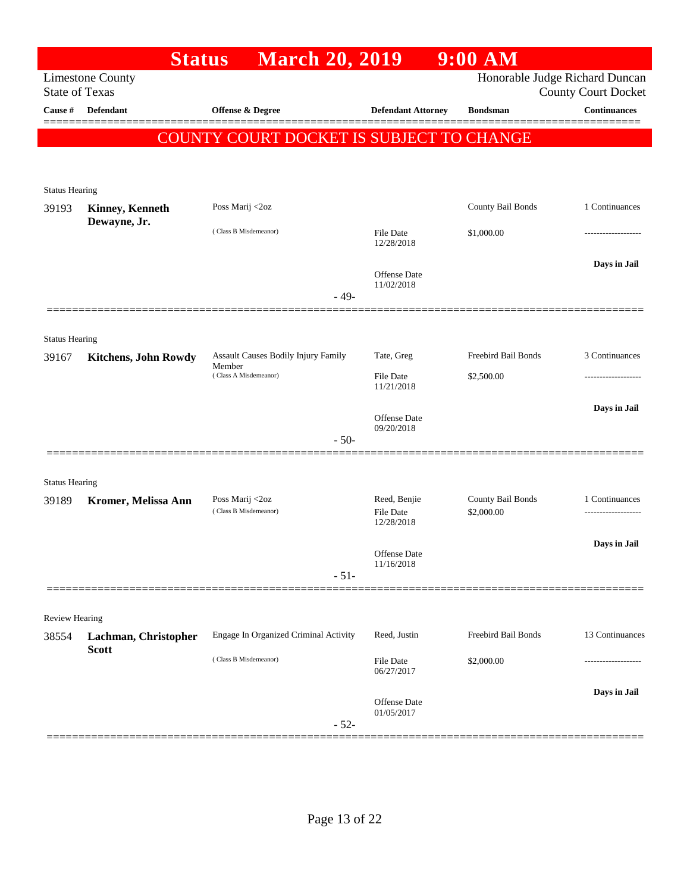# Status March 20, 2019 9:00 AM

Limestone County
State of Texas

Honorable Judge Richard Duncan
County Court Docket

**COUNTY COURT DOCKET IS SUBJECT TO CHANGE**

| Cause # | Defendant | Offense & Degree | Defendant Attorney | Bondsman | Continuances |
|---|---|---|---|---|---|
| Status Hearing | | | | | |
| 39193 | **Kinney, Kenneth Dewayne, Jr.** | Poss Marij <2oz (Class B Misdemeanor) | File Date 12/28/2018; Offense Date 11/02/2018 | County Bail Bonds $1,000.00 | 1 Continuances; Days in Jail |
| | | | - 49- | | |
| Status Hearing | | | | | |
| 39167 | **Kitchens, John Rowdy** | Assault Causes Bodily Injury Family Member (Class A Misdemeanor) | Tate, Greg; File Date 11/21/2018; Offense Date 09/20/2018 | Freebird Bail Bonds $2,500.00 | 3 Continuances; Days in Jail |
| | | | - 50- | | |
| Status Hearing | | | | | |
| 39189 | **Kromer, Melissa Ann** | Poss Marij <2oz (Class B Misdemeanor) | Reed, Benjie; File Date 12/28/2018; Offense Date 11/16/2018 | County Bail Bonds $2,000.00 | 1 Continuances; Days in Jail |
| | | | - 51- | | |
| Review Hearing | | | | | |
| 38554 | **Lachman, Christopher Scott** | Engage In Organized Criminal Activity (Class B Misdemeanor) | Reed, Justin; File Date 06/27/2017; Offense Date 01/05/2017 | Freebird Bail Bonds $2,000.00 | 13 Continuances; Days in Jail |
| | | | - 52- | | |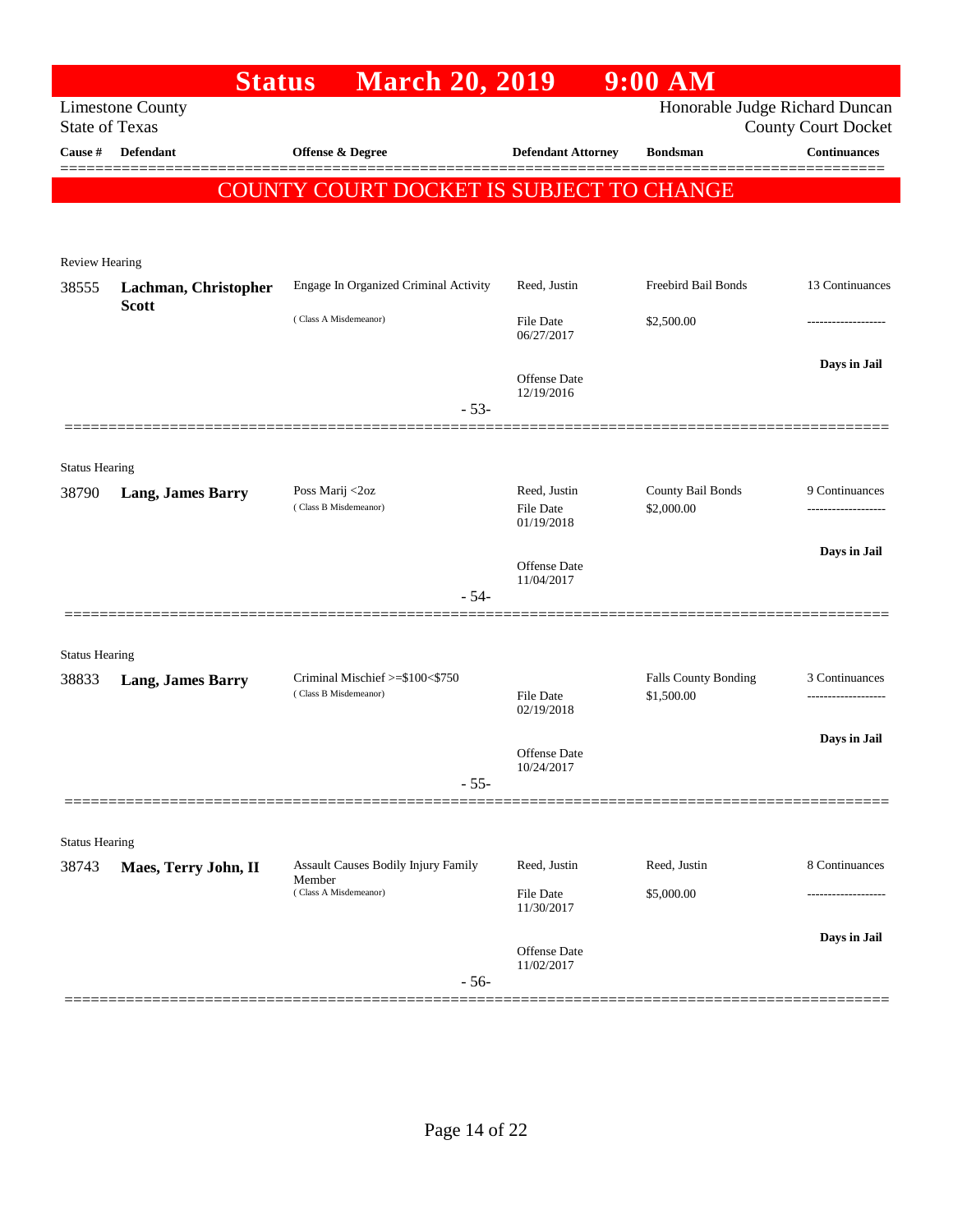# Status March 20, 2019 9:00 AM

Limestone County
State of Texas

Honorable Judge Richard Duncan
County Court Docket

| Cause # | Defendant | Offense & Degree | Defendant Attorney | Bondsman | Continuances |
|---|---|---|---|---|---|

**COUNTY COURT DOCKET IS SUBJECT TO CHANGE**

---

Review Hearing

| Cause # | Defendant | Offense & Degree | Defendant Attorney | Bondsman | Continuances |
|---|---|---|---|---|---|
| 38555 | **Lachman, Christopher Scott** | Engage In Organized Criminal Activity (Class A Misdemeanor) | Reed, Justin | Freebird Bail Bonds | 13 Continuances |
| | | | File Date 06/27/2017 | $2,500.00 | ------------------- |
| | | | Offense Date 12/19/2016 | | Days in Jail |

- 53-

---

Status Hearing

| Cause # | Defendant | Offense & Degree | Defendant Attorney | Bondsman | Continuances |
|---|---|---|---|---|---|
| 38790 | **Lang, James Barry** | Poss Marij <2oz (Class B Misdemeanor) | Reed, Justin | County Bail Bonds | 9 Continuances |
| | | | File Date 01/19/2018 | $2,000.00 | ------------------- |
| | | | Offense Date 11/04/2017 | | Days in Jail |

- 54-

---

Status Hearing

| Cause # | Defendant | Offense & Degree | Defendant Attorney | Bondsman | Continuances |
|---|---|---|---|---|---|
| 38833 | **Lang, James Barry** | Criminal Mischief >=$100<$750 (Class B Misdemeanor) | | Falls County Bonding | 3 Continuances |
| | | | File Date 02/19/2018 | $1,500.00 | ------------------- |
| | | | Offense Date 10/24/2017 | | Days in Jail |

- 55-

---

Status Hearing

| Cause # | Defendant | Offense & Degree | Defendant Attorney | Bondsman | Continuances |
|---|---|---|---|---|---|
| 38743 | **Maes, Terry John, II** | Assault Causes Bodily Injury Family Member (Class A Misdemeanor) | Reed, Justin | Reed, Justin | 8 Continuances |
| | | | File Date 11/30/2017 | $5,000.00 | ------------------- |
| | | | Offense Date 11/02/2017 | | Days in Jail |

- 56-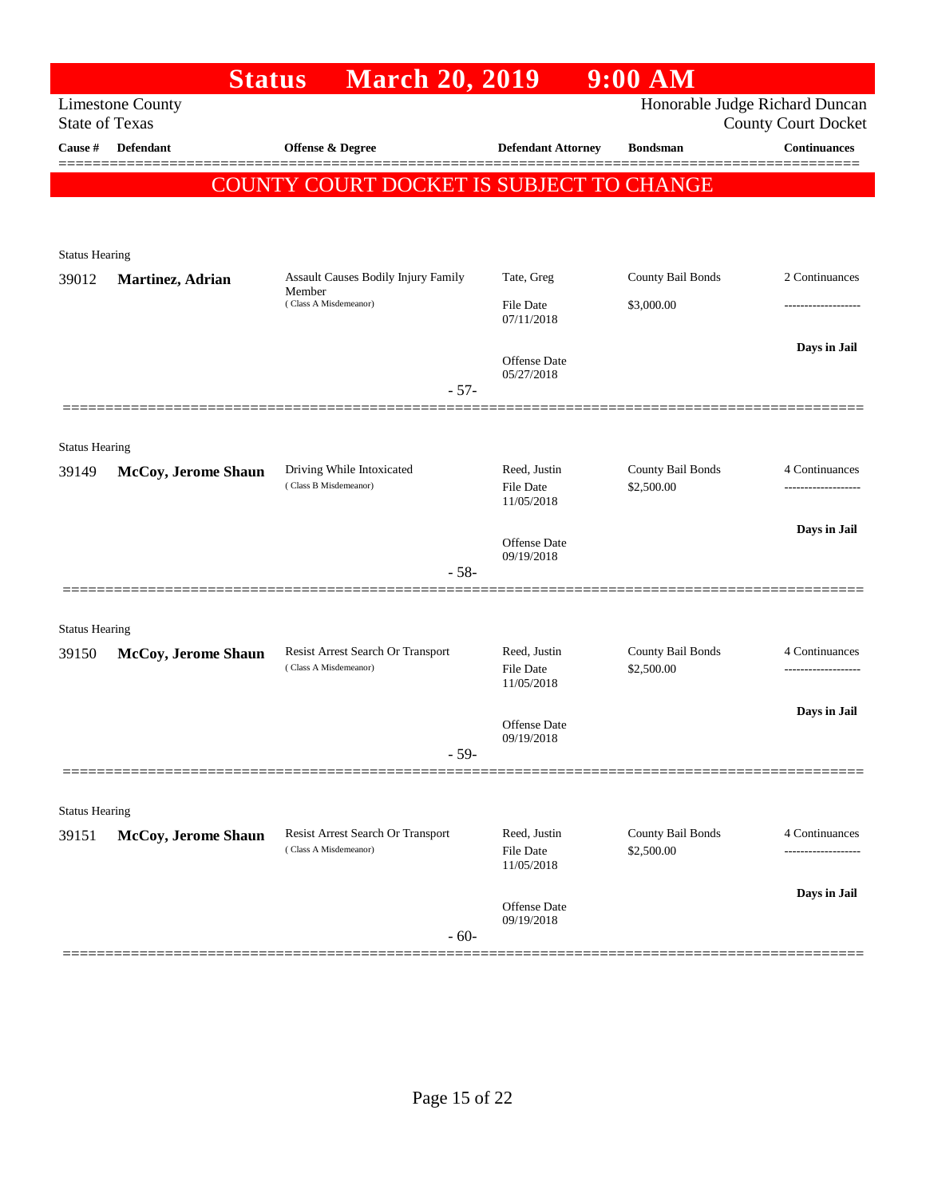# Status March 20, 2019 9:00 AM

Limestone County
State of Texas

Honorable Judge Richard Duncan
County Court Docket

| Cause # | Defendant | Offense & Degree | Defendant Attorney | Bondsman | Continuances |
|---|---|---|---|---|---|

**COUNTY COURT DOCKET IS SUBJECT TO CHANGE**

Status Hearing

| Cause # | Defendant | Offense & Degree | Defendant Attorney | Bondsman | Continuances |
|---|---|---|---|---|---|
| 39012 | **Martinez, Adrian** | Assault Causes Bodily Injury Family Member (Class A Misdemeanor) | Tate, Greg | County Bail Bonds | 2 Continuances |
| | | | File Date 07/11/2018 | $3,000.00 | ------------------- |
| | | | Offense Date 05/27/2018 | | **Days in Jail** |

- 57-

Status Hearing

| Cause # | Defendant | Offense & Degree | Defendant Attorney | Bondsman | Continuances |
|---|---|---|---|---|---|
| 39149 | **McCoy, Jerome Shaun** | Driving While Intoxicated (Class B Misdemeanor) | Reed, Justin | County Bail Bonds | 4 Continuances |
| | | | File Date 11/05/2018 | $2,500.00 | ------------------- |
| | | | Offense Date 09/19/2018 | | **Days in Jail** |

- 58-

Status Hearing

| Cause # | Defendant | Offense & Degree | Defendant Attorney | Bondsman | Continuances |
|---|---|---|---|---|---|
| 39150 | **McCoy, Jerome Shaun** | Resist Arrest Search Or Transport (Class A Misdemeanor) | Reed, Justin | County Bail Bonds | 4 Continuances |
| | | | File Date 11/05/2018 | $2,500.00 | ------------------- |
| | | | Offense Date 09/19/2018 | | **Days in Jail** |

- 59-

Status Hearing

| Cause # | Defendant | Offense & Degree | Defendant Attorney | Bondsman | Continuances |
|---|---|---|---|---|---|
| 39151 | **McCoy, Jerome Shaun** | Resist Arrest Search Or Transport (Class A Misdemeanor) | Reed, Justin | County Bail Bonds | 4 Continuances |
| | | | File Date 11/05/2018 | $2,500.00 | ------------------- |
| | | | Offense Date 09/19/2018 | | **Days in Jail** |

- 60-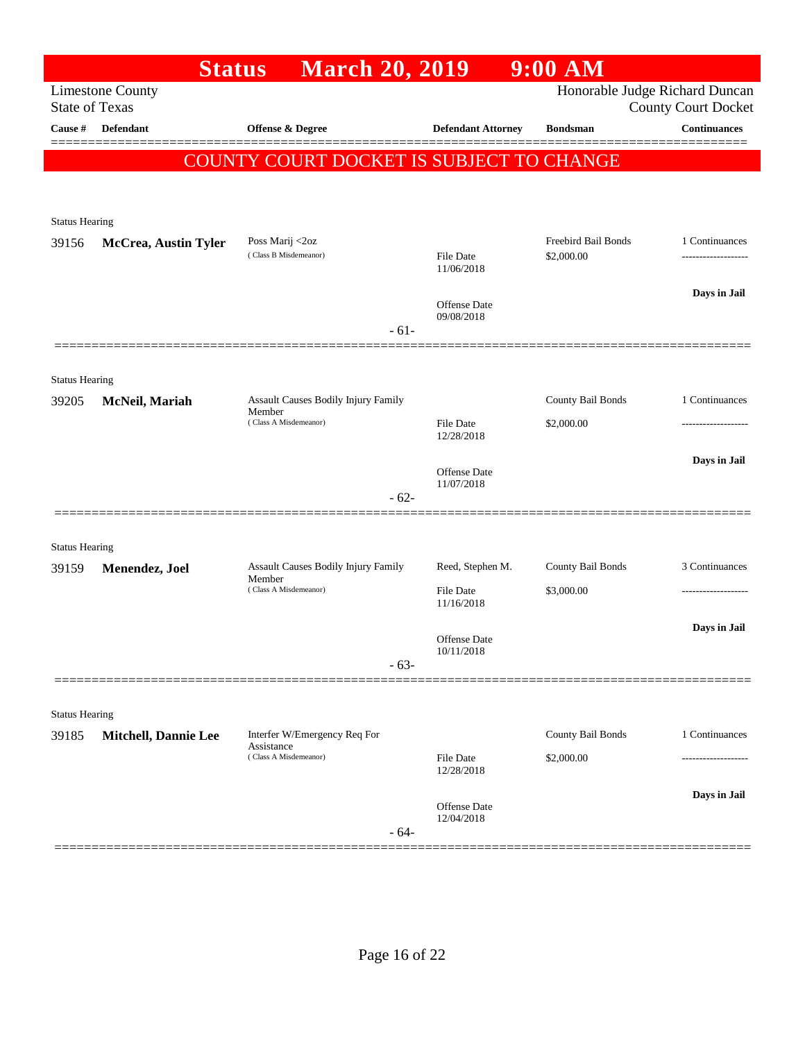# Status March 20, 2019 9:00 AM

Limestone County
State of Texas

Honorable Judge Richard Duncan
County Court Docket

| Cause # | Defendant | Offense & Degree | Defendant Attorney | Bondsman | Continuances |
|---|---|---|---|---|---|

**COUNTY COURT DOCKET IS SUBJECT TO CHANGE**

Status Hearing

| Cause # | Defendant | Offense & Degree | Defendant Attorney | Bondsman | Continuances |
|---|---|---|---|---|---|
| 39156 | **McCrea, Austin Tyler** | Poss Marij <2oz (Class B Misdemeanor) | File Date 11/06/2018<br>Offense Date 09/08/2018 | Freebird Bail Bonds<br>$2,000.00 | 1 Continuances<br>Days in Jail |

- 61-

Status Hearing

| Cause # | Defendant | Offense & Degree | Defendant Attorney | Bondsman | Continuances |
|---|---|---|---|---|---|
| 39205 | **McNeil, Mariah** | Assault Causes Bodily Injury Family Member (Class A Misdemeanor) | File Date 12/28/2018<br>Offense Date 11/07/2018 | County Bail Bonds<br>$2,000.00 | 1 Continuances<br>Days in Jail |

- 62-

Status Hearing

| Cause # | Defendant | Offense & Degree | Defendant Attorney | Bondsman | Continuances |
|---|---|---|---|---|---|
| 39159 | **Menendez, Joel** | Assault Causes Bodily Injury Family Member (Class A Misdemeanor) | Reed, Stephen M.<br>File Date 11/16/2018<br>Offense Date 10/11/2018 | County Bail Bonds<br>$3,000.00 | 3 Continuances<br>Days in Jail |

- 63-

Status Hearing

| Cause # | Defendant | Offense & Degree | Defendant Attorney | Bondsman | Continuances |
|---|---|---|---|---|---|
| 39185 | **Mitchell, Dannie Lee** | Interfer W/Emergency Req For Assistance (Class A Misdemeanor) | File Date 12/28/2018<br>Offense Date 12/04/2018 | County Bail Bonds<br>$2,000.00 | 1 Continuances<br>Days in Jail |

- 64-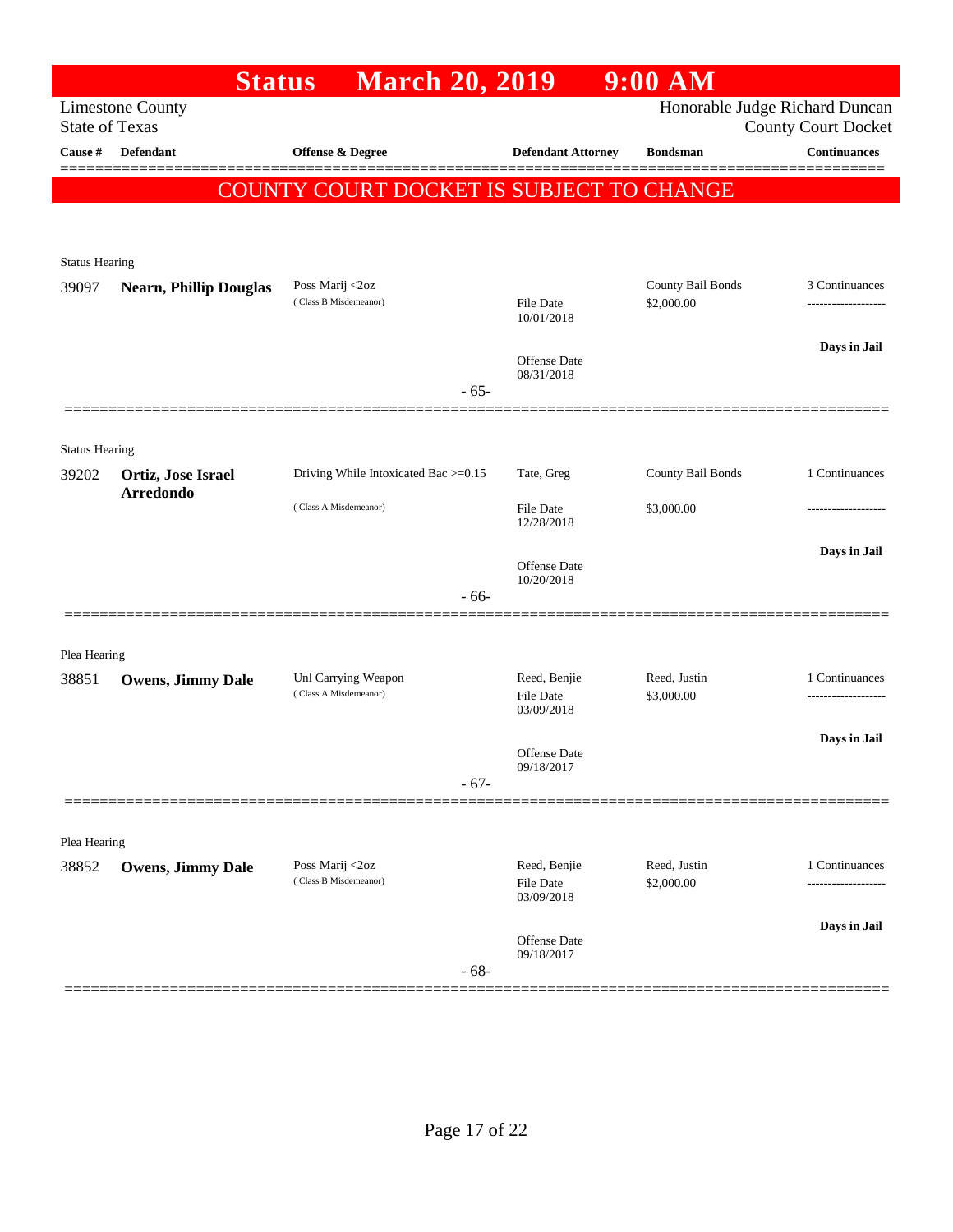# Status March 20, 2019 9:00 AM

Limestone County
State of Texas

Honorable Judge Richard Duncan
County Court Docket

| Cause # | Defendant | Offense & Degree | Defendant Attorney | Bondsman | Continuances |
|---|---|---|---|---|---|

**COUNTY COURT DOCKET IS SUBJECT TO CHANGE**

---

Status Hearing

| Cause # | Defendant | Offense & Degree | Defendant Attorney | Bondsman | Continuances |
|---|---|---|---|---|---|
| 39097 | **Nearn, Phillip Douglas** | Poss Marij <2oz (Class B Misdemeanor) | File Date 10/01/2018; Offense Date 08/31/2018 | County Bail Bonds $2,000.00 | 3 Continuances; Days in Jail |

- 65-

---

Status Hearing

| Cause # | Defendant | Offense & Degree | Defendant Attorney | Bondsman | Continuances |
|---|---|---|---|---|---|
| 39202 | **Ortiz, Jose Israel Arredondo** | Driving While Intoxicated Bac >=0.15 (Class A Misdemeanor) | Tate, Greg; File Date 12/28/2018; Offense Date 10/20/2018 | County Bail Bonds $3,000.00 | 1 Continuances; Days in Jail |

- 66-

---

Plea Hearing

| Cause # | Defendant | Offense & Degree | Defendant Attorney | Bondsman | Continuances |
|---|---|---|---|---|---|
| 38851 | **Owens, Jimmy Dale** | Unl Carrying Weapon (Class A Misdemeanor) | Reed, Benjie; File Date 03/09/2018; Offense Date 09/18/2017 | Reed, Justin $3,000.00 | 1 Continuances; Days in Jail |

- 67-

---

Plea Hearing

| Cause # | Defendant | Offense & Degree | Defendant Attorney | Bondsman | Continuances |
|---|---|---|---|---|---|
| 38852 | **Owens, Jimmy Dale** | Poss Marij <2oz (Class B Misdemeanor) | Reed, Benjie; File Date 03/09/2018; Offense Date 09/18/2017 | Reed, Justin $2,000.00 | 1 Continuances; Days in Jail |

- 68-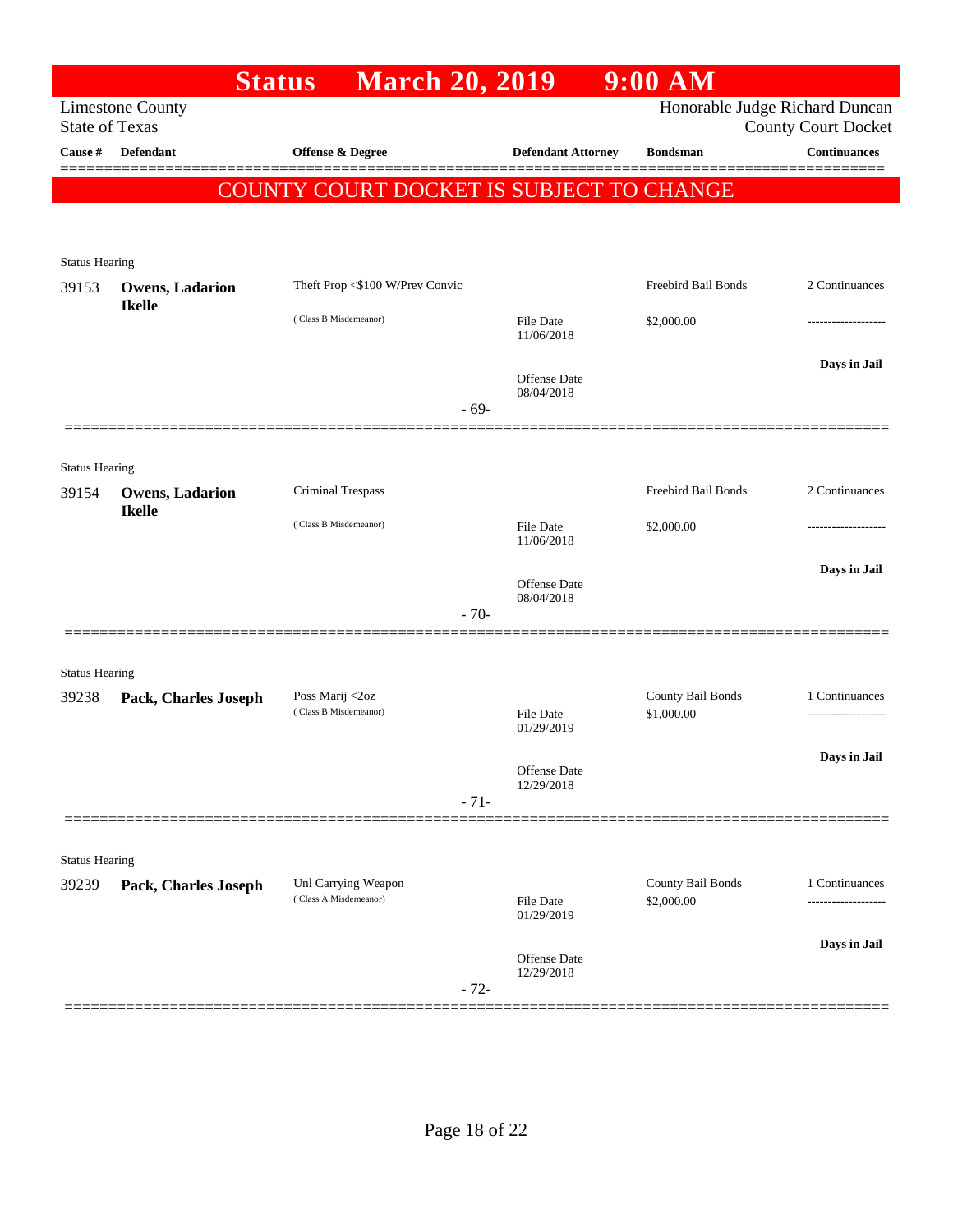# Status March 20, 2019 9:00 AM

Limestone County
State of Texas

Honorable Judge Richard Duncan
County Court Docket

| Cause # | Defendant | Offense & Degree | Defendant Attorney | Bondsman | Continuances |
|---|---|---|---|---|---|

**COUNTY COURT DOCKET IS SUBJECT TO CHANGE**

---

Status Hearing

| Cause # | Defendant | Offense & Degree | Defendant Attorney | Bondsman | Continuances |
|---|---|---|---|---|---|
| 39153 | **Owens, Ladarion Ikelle** | Theft Prop <$100 W/Prev Convic (Class B Misdemeanor) | File Date 11/06/2018 Offense Date 08/04/2018 | Freebird Bail Bonds $2,000.00 | 2 Continuances ------------------- Days in Jail |

- 69-

---

Status Hearing

| Cause # | Defendant | Offense & Degree | Defendant Attorney | Bondsman | Continuances |
|---|---|---|---|---|---|
| 39154 | **Owens, Ladarion Ikelle** | Criminal Trespass (Class B Misdemeanor) | File Date 11/06/2018 Offense Date 08/04/2018 | Freebird Bail Bonds $2,000.00 | 2 Continuances ------------------- Days in Jail |

- 70-

---

Status Hearing

| Cause # | Defendant | Offense & Degree | Defendant Attorney | Bondsman | Continuances |
|---|---|---|---|---|---|
| 39238 | **Pack, Charles Joseph** | Poss Marij <2oz (Class B Misdemeanor) | File Date 01/29/2019 Offense Date 12/29/2018 | County Bail Bonds $1,000.00 | 1 Continuances ------------------- Days in Jail |

- 71-

---

Status Hearing

| Cause # | Defendant | Offense & Degree | Defendant Attorney | Bondsman | Continuances |
|---|---|---|---|---|---|
| 39239 | **Pack, Charles Joseph** | Unl Carrying Weapon (Class A Misdemeanor) | File Date 01/29/2019 Offense Date 12/29/2018 | County Bail Bonds $2,000.00 | 1 Continuances ------------------- Days in Jail |

- 72-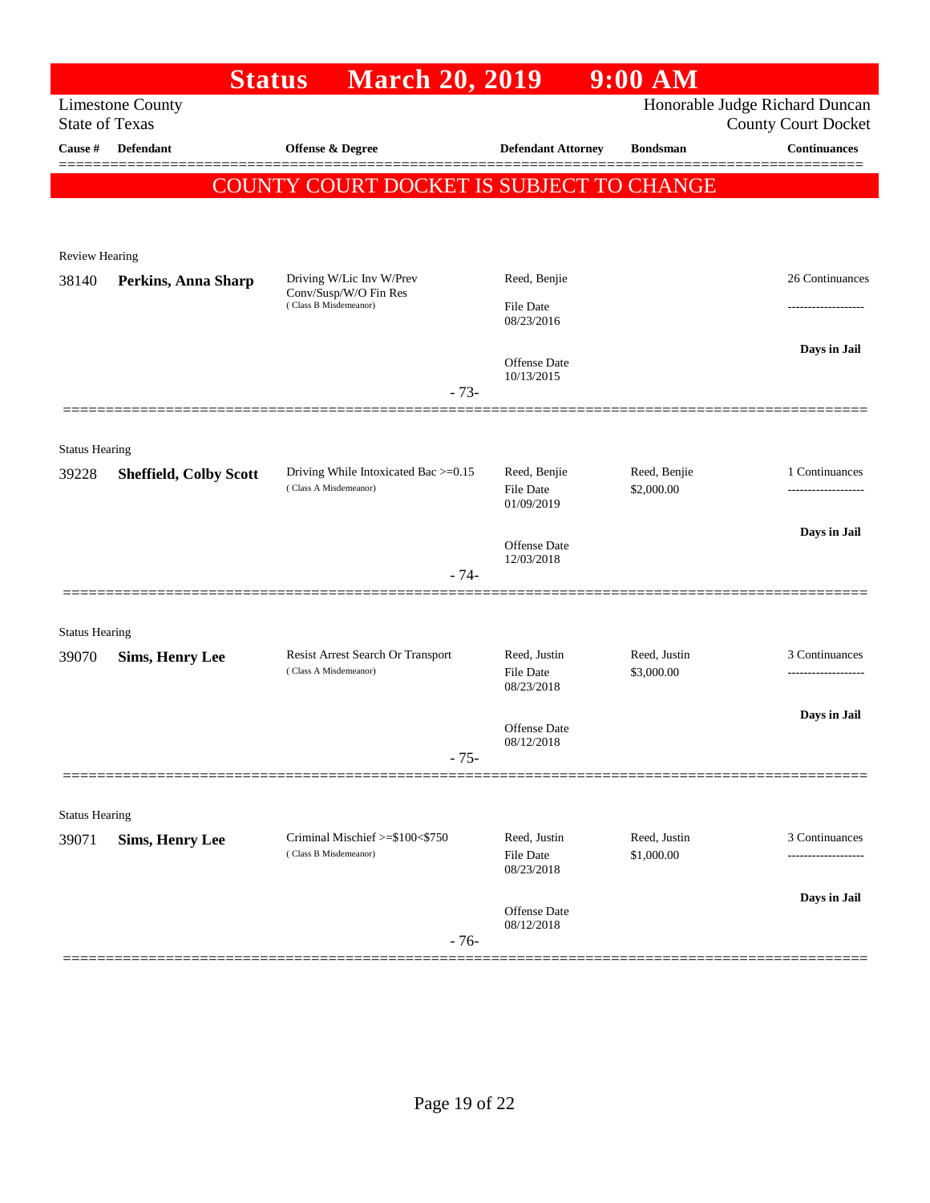# Status March 20, 2019 9:00 AM

Limestone County
State of Texas

Honorable Judge Richard Duncan
County Court Docket

| Cause # | Defendant | Offense & Degree | Defendant Attorney | Bondsman | Continuances |
|---|---|---|---|---|---|

**COUNTY COURT DOCKET IS SUBJECT TO CHANGE**

Review Hearing

| Cause # | Defendant | Offense & Degree | Defendant Attorney | Bondsman | Continuances |
|---|---|---|---|---|---|
| 38140 | **Perkins, Anna Sharp** | Driving W/Lic Inv W/Prev Conv/Susp/W/O Fin Res (Class B Misdemeanor) | Reed, Benjie<br>File Date 08/23/2016<br>Offense Date 10/13/2015 | | 26 Continuances<br>-------------------<br>**Days in Jail** |

- 73-

Status Hearing

| Cause # | Defendant | Offense & Degree | Defendant Attorney | Bondsman | Continuances |
|---|---|---|---|---|---|
| 39228 | **Sheffield, Colby Scott** | Driving While Intoxicated Bac >=0.15 (Class A Misdemeanor) | Reed, Benjie<br>File Date 01/09/2019<br>Offense Date 12/03/2018 | Reed, Benjie<br>$2,000.00 | 1 Continuances<br>-------------------<br>**Days in Jail** |

- 74-

Status Hearing

| Cause # | Defendant | Offense & Degree | Defendant Attorney | Bondsman | Continuances |
|---|---|---|---|---|---|
| 39070 | **Sims, Henry Lee** | Resist Arrest Search Or Transport (Class A Misdemeanor) | Reed, Justin<br>File Date 08/23/2018<br>Offense Date 08/12/2018 | Reed, Justin<br>$3,000.00 | 3 Continuances<br>-------------------<br>**Days in Jail** |

- 75-

Status Hearing

| Cause # | Defendant | Offense & Degree | Defendant Attorney | Bondsman | Continuances |
|---|---|---|---|---|---|
| 39071 | **Sims, Henry Lee** | Criminal Mischief >=$100<$750 (Class B Misdemeanor) | Reed, Justin<br>File Date 08/23/2018<br>Offense Date 08/12/2018 | Reed, Justin<br>$1,000.00 | 3 Continuances<br>-------------------<br>**Days in Jail** |

- 76-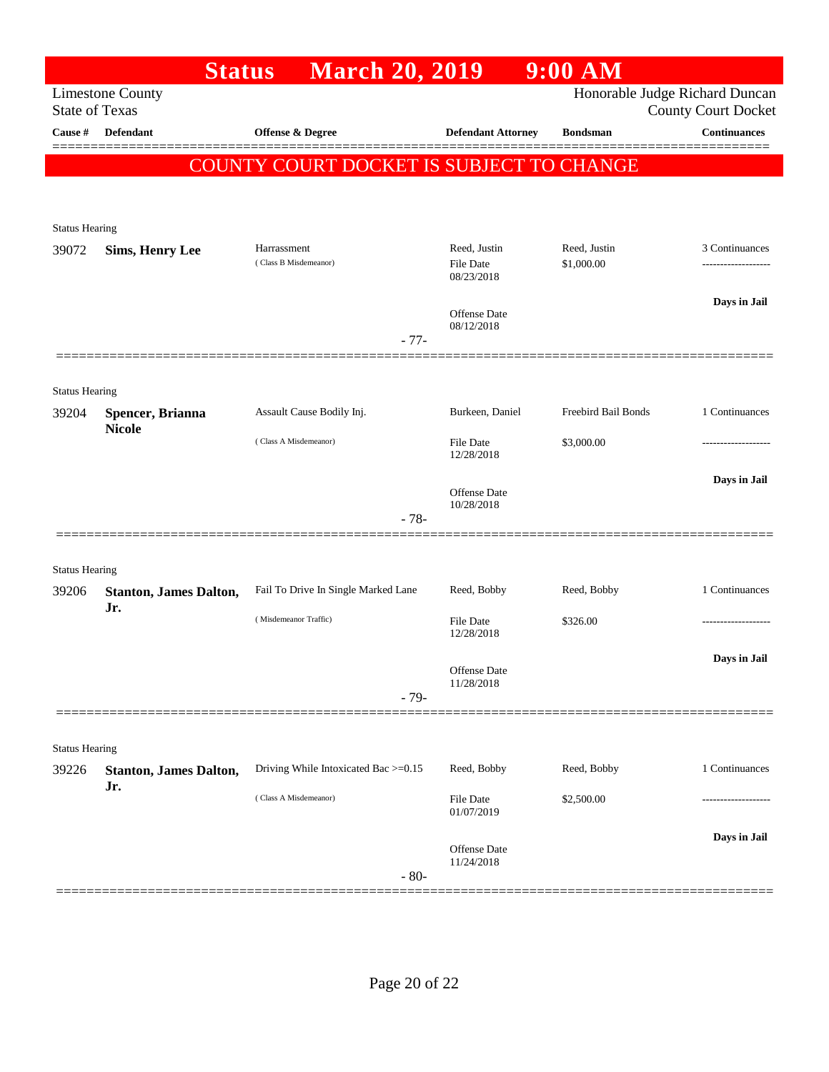# Status March 20, 2019 9:00 AM

Limestone County
State of Texas

Honorable Judge Richard Duncan
County Court Docket

| Cause # | Defendant | Offense & Degree | Defendant Attorney | Bondsman | Continuances |
|---|---|---|---|---|---|

**COUNTY COURT DOCKET IS SUBJECT TO CHANGE**

Status Hearing

| Cause # | Defendant | Offense & Degree | Defendant Attorney | Bondsman | Continuances |
|---|---|---|---|---|---|
| 39072 | **Sims, Henry Lee** | Harrassment ( Class B Misdemeanor) | Reed, Justin<br>File Date 08/23/2018<br>Offense Date 08/12/2018 | Reed, Justin<br>$1,000.00 | 3 Continuances<br>-------------------<br>**Days in Jail** |

- 77-

Status Hearing

| Cause # | Defendant | Offense & Degree | Defendant Attorney | Bondsman | Continuances |
|---|---|---|---|---|---|
| 39204 | **Spencer, Brianna Nicole** | Assault Cause Bodily Inj. ( Class A Misdemeanor) | Burkeen, Daniel<br>File Date 12/28/2018<br>Offense Date 10/28/2018 | Freebird Bail Bonds<br>$3,000.00 | 1 Continuances<br>-------------------<br>**Days in Jail** |

- 78-

Status Hearing

| Cause # | Defendant | Offense & Degree | Defendant Attorney | Bondsman | Continuances |
|---|---|---|---|---|---|
| 39206 | **Stanton, James Dalton, Jr.** | Fail To Drive In Single Marked Lane ( Misdemeanor Traffic) | Reed, Bobby<br>File Date 12/28/2018<br>Offense Date 11/28/2018 | Reed, Bobby<br>$326.00 | 1 Continuances<br>-------------------<br>**Days in Jail** |

- 79-

Status Hearing

| Cause # | Defendant | Offense & Degree | Defendant Attorney | Bondsman | Continuances |
|---|---|---|---|---|---|
| 39226 | **Stanton, James Dalton, Jr.** | Driving While Intoxicated Bac >=0.15 ( Class A Misdemeanor) | Reed, Bobby<br>File Date 01/07/2019<br>Offense Date 11/24/2018 | Reed, Bobby<br>$2,500.00 | 1 Continuances<br>-------------------<br>**Days in Jail** |

- 80-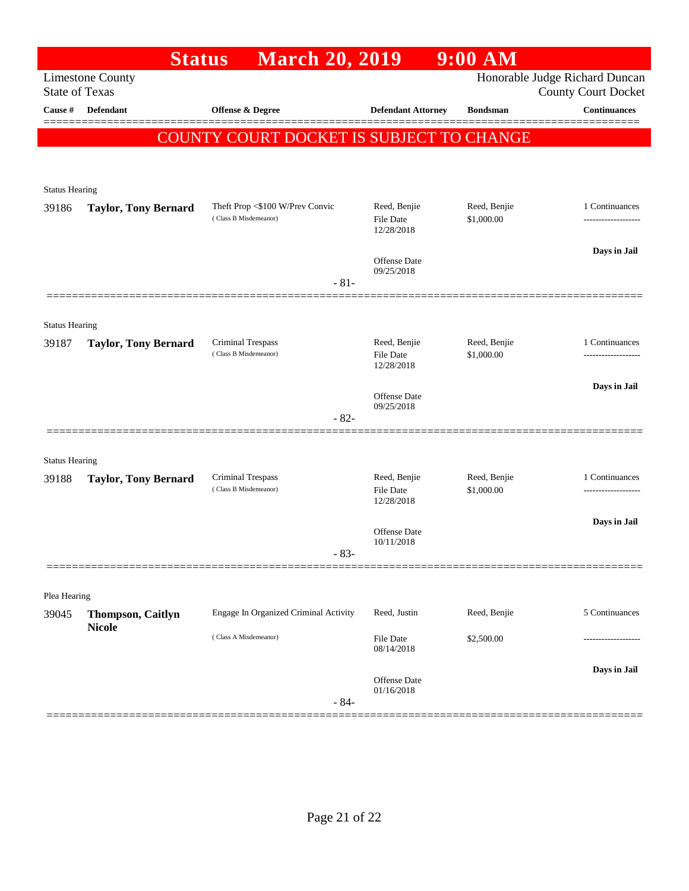# Status March 20, 2019 9:00 AM

Limestone County
State of Texas

Honorable Judge Richard Duncan
County Court Docket

| Cause # | Defendant | Offense & Degree | Defendant Attorney | Bondsman | Continuances |
|---|---|---|---|---|---|

## COUNTY COURT DOCKET IS SUBJECT TO CHANGE

**Status Hearing**

| Cause # | Defendant | Offense & Degree | Defendant Attorney | Bondsman | Continuances |
|---|---|---|---|---|---|
| 39186 | **Taylor, Tony Bernard** | Theft Prop <$100 W/Prev Convic (Class B Misdemeanor) | Reed, Benjie<br>File Date 12/28/2018<br>Offense Date 09/25/2018 | Reed, Benjie<br>$1,000.00 | 1 Continuances<br>-------------------<br>**Days in Jail** |

- 81-

**Status Hearing**

| Cause # | Defendant | Offense & Degree | Defendant Attorney | Bondsman | Continuances |
|---|---|---|---|---|---|
| 39187 | **Taylor, Tony Bernard** | Criminal Trespass (Class B Misdemeanor) | Reed, Benjie<br>File Date 12/28/2018<br>Offense Date 09/25/2018 | Reed, Benjie<br>$1,000.00 | 1 Continuances<br>-------------------<br>**Days in Jail** |

- 82-

**Status Hearing**

| Cause # | Defendant | Offense & Degree | Defendant Attorney | Bondsman | Continuances |
|---|---|---|---|---|---|
| 39188 | **Taylor, Tony Bernard** | Criminal Trespass (Class B Misdemeanor) | Reed, Benjie<br>File Date 12/28/2018<br>Offense Date 10/11/2018 | Reed, Benjie<br>$1,000.00 | 1 Continuances<br>-------------------<br>**Days in Jail** |

- 83-

**Plea Hearing**

| Cause # | Defendant | Offense & Degree | Defendant Attorney | Bondsman | Continuances |
|---|---|---|---|---|---|
| 39045 | **Thompson, Caitlyn Nicole** | Engage In Organized Criminal Activity (Class A Misdemeanor) | Reed, Justin<br>File Date 08/14/2018<br>Offense Date 01/16/2018 | Reed, Benjie<br>$2,500.00 | 5 Continuances<br>-------------------<br>**Days in Jail** |

- 84-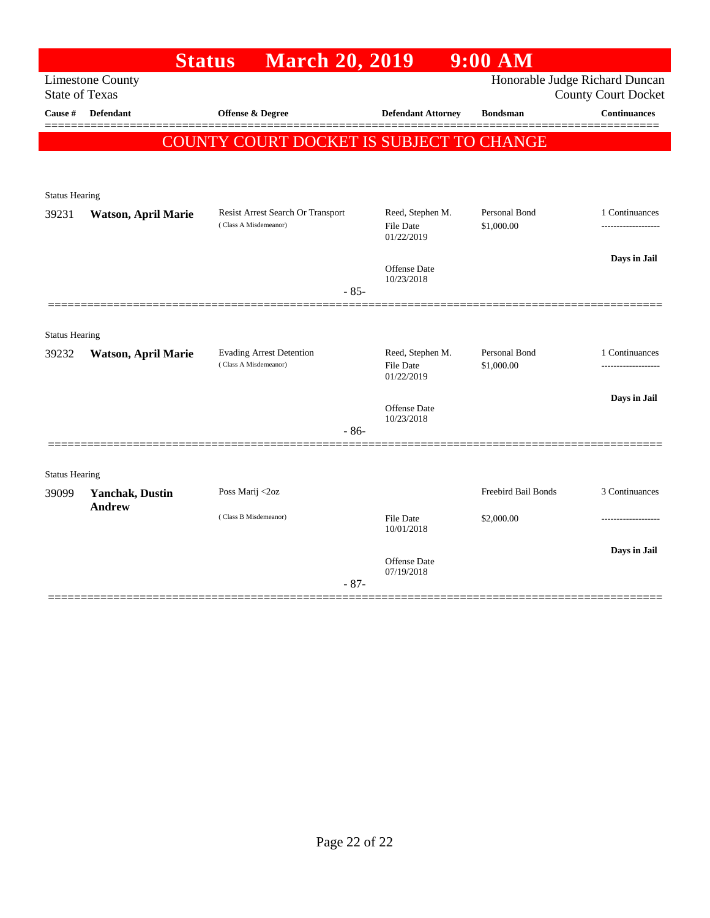# Status March 20, 2019 9:00 AM

Limestone County
State of Texas

Honorable Judge Richard Duncan
County Court Docket

| Cause # | Defendant | Offense & Degree | Defendant Attorney | Bondsman | Continuances |
|---|---|---|---|---|---|

COUNTY COURT DOCKET IS SUBJECT TO CHANGE

Status Hearing

| Cause # | Defendant | Offense & Degree | Defendant Attorney | Bondsman | Continuances |
|---|---|---|---|---|---|
| 39231 | **Watson, April Marie** | Resist Arrest Search Or Transport (Class A Misdemeanor) | Reed, Stephen M. File Date 01/22/2019 Offense Date 10/23/2018 | Personal Bond $1,000.00 | 1 Continuances ------------------- **Days in Jail** |

- 85-

Status Hearing

| Cause # | Defendant | Offense & Degree | Defendant Attorney | Bondsman | Continuances |
|---|---|---|---|---|---|
| 39232 | **Watson, April Marie** | Evading Arrest Detention (Class A Misdemeanor) | Reed, Stephen M. File Date 01/22/2019 Offense Date 10/23/2018 | Personal Bond $1,000.00 | 1 Continuances ------------------- **Days in Jail** |

- 86-

Status Hearing

| Cause # | Defendant | Offense & Degree | Defendant Attorney | Bondsman | Continuances |
|---|---|---|---|---|---|
| 39099 | **Yanchak, Dustin Andrew** | Poss Marij <2oz (Class B Misdemeanor) | File Date 10/01/2018 Offense Date 07/19/2018 | Freebird Bail Bonds $2,000.00 | 3 Continuances ------------------- **Days in Jail** |

- 87-